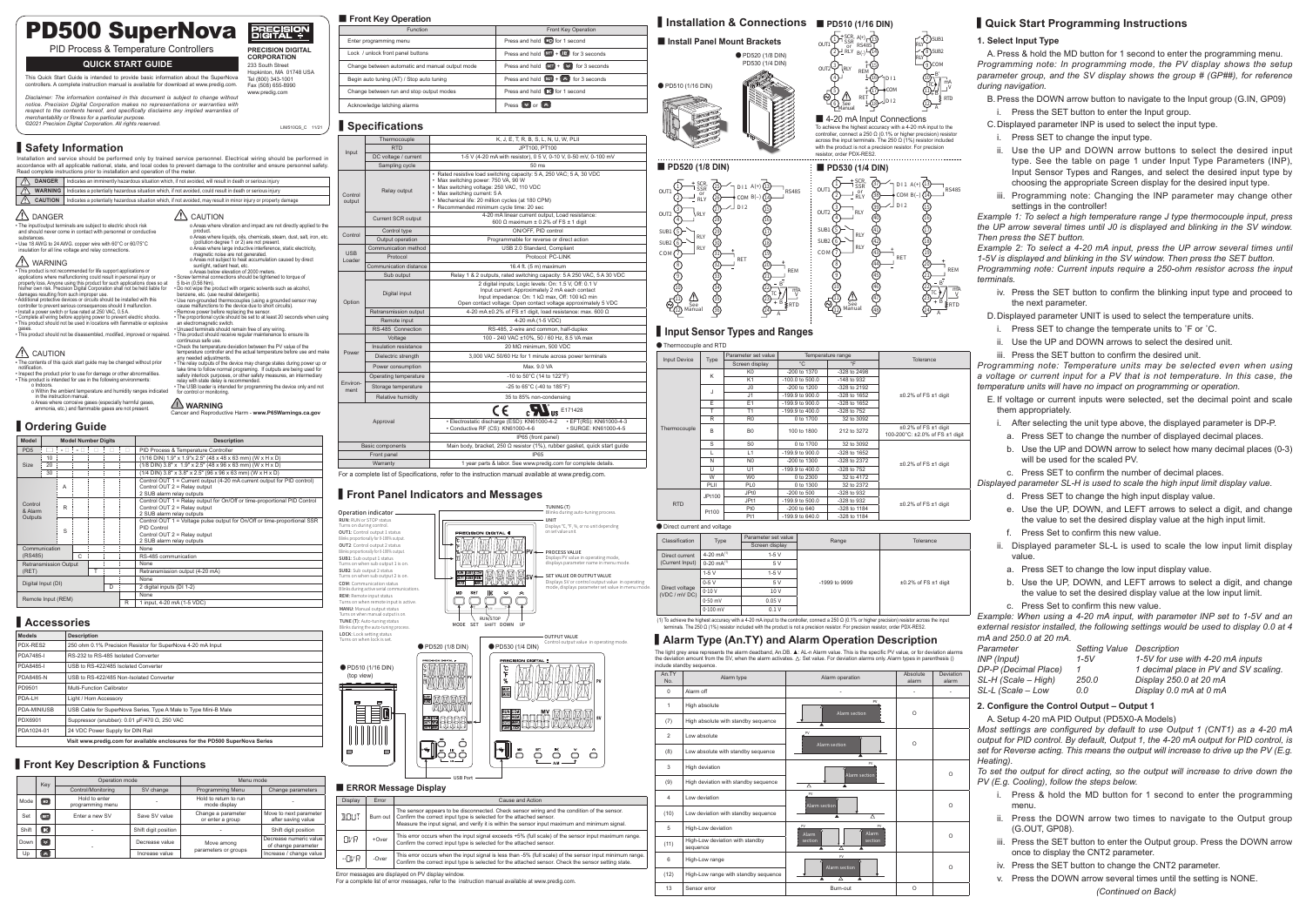# PD500 SuperNova

PID Process & Temperature Controllers

**QUICK START GUIDE**

PRECISION DIGITAL CORPORATION
233 South Street
Hopkinton, MA 01748 USA
Tel (800) 343-1001
Fax (508) 655-8990
www.predig.com

This Quick Start Guide is intended to provide basic information about the SuperNova controllers. A complete instruction manual is available for download at www.predig.com.

*Disclaimer: The information contained in this document is subject to change without notice. Precision Digital Corporation makes no representations or warranties with respect to the contents hereof, and specifically disclaims any implied warranties of merchantability or fitness for a particular purpose.*
*©2021 Precision Digital Corporation. All rights reserved.*

LIM510QS_C 11/21

## Safety Information

Installation and service should be performed only by trained service personnel. Electrical wiring should be performed in accordance with all applicable national, state, and local codes to prevent damage to the controller and ensure personnel safety. Read complete instructions prior to installation and operation of the meter.

| | |
|---|---|
| DANGER | Indicates an imminently hazardous situation which, if not avoided, will result in death or serious injury |
| WARNING | Indicates a potentially hazardous situation which, if not avoided, could result in death or serious injury |
| CAUTION | Indicates a potentially hazardous situation which, if not avoided, may result in minor injury or property damage |

### DANGER

- The input/output terminals are subject to electric shock risk and should never come in contact with personnel or conductive substances.
- Use 18 AWG to 24 AWG, copper wire with 60°C or 60/75°C insulation for all line voltage and relay connections.

### WARNING

- This product is not recommended for life support applications or applications where malfunctioning could result in personal injury or property loss. Anyone using this product for such applications does so at his/her own risk. Precision Digital Corporation shall not be held liable for damages resulting from such improper use.
- Additional protective devices or circuits should be installed with this controller to prevent serious consequences should it malfunction.
- Install a power switch or fuse rated at 250 VAC, 0.5 A.
- Complete all wiring before applying power to prevent electric shocks.
- This product should not be used in locations with flammable or explosive gases.
- This product should not be disassembled, modified, improved or repaired.

### CAUTION

- The contents of this quick start guide may be changed without prior notification.
- Inspect the product prior to use for damage or other abnormalities.
- This product is intended for use in the following environments:
  - o Indoors.
  - o Within the ambient temperature and humidity ranges indicated in the instruction manual.
  - o Areas where corrosive gases (especially harmful gases, ammonia, etc.) and flammable gases are not present.

### CAUTION

- o Areas where vibration and impact are not directly applied to the product.
- o Areas where liquids, oils, chemicals, steam, dust, salt, iron, etc. (pollution degree 1 or 2) are not present.
- o Areas where large inductive interference, static electricity, magnetic noise are not generated.
- o Areas not subject to heat accumulation caused by direct sunlight, radiant heat, etc.
- o Areas below elevation of 2000 meters.
- Screw terminal connections should be tightened to torque of 5 lb-in (0.56 Nm).
- Do not wipe the product with organic solvents such as alcohol, benzene, etc. (use neutral detergents).
- Use non-grounded thermocouples (using a grounded sensor may cause malfunctions to the device due to short circuits).
- Remove power before replacing the sensor.
- The proportional cycle should be set to at least 20 seconds when using an electromagnetic switch.
- Unused terminals should remain free of any wiring.
- This product should receive regular maintenance to ensure its continuous safe use.
- Check the temperature deviation between the PV value of the temperature controller and the actual temperature before use and make any needed adjustments.
- The relay outputs of the device may change states during power up or take time to follow normal programming. If outputs are being used for safety interlock purposes, or other safety measures, an intermediary relay with state delay is recommended.
- The USB loader is intended for programming the device only and not for control or monitoring.

### WARNING

Cancer and Reproductive Harm - **www.P65Warnings.ca.gov**

## Ordering Guide

| Model | Model Number Digits | | | | | | | Description |
|---|---|---|---|---|---|---|---|---|
| PD5 | □ | - | □ | - | □ | □ | □ | PID Process & Temperature Controller |
| Size | 10 | | | | | | | (1/16 DIN) 1.9" x 1.9"x 2.5" (48 x 48 x 63 mm) (W x H x D) |
| | 20 | | | | | | | (1/8 DIN) 3.8" x 1.9"x 2.5" (96 x 48 x 63 mm) (W x H x D) |
| | 30 | | | | | | | (1/4 DIN) 3.8" x 3.8" x 2.5" (96 x 96 x 63 mm) (W x H x D) |
| Control & Alarm Outputs | | | A | | | | | Control OUT 1 = Current output (4-20 mA current output for PID control) Control OUT 2 = Relay output 2 SUB alarm relay outputs |
| | | | R | | | | | Control OUT 1 = Relay output for On/Off or time-proportional PID Control Control OUT 2 = Relay output 2 SUB alarm relay outputs |
| | | | S | | | | | Control OUT 1 = Voltage pulse output for On/Off or time-proportional SSR PID Control Control OUT 2 = Relay output 2 SUB alarm relay outputs |
| Communication (RS485) | | | | | | | | None |
| | | | | C | | | | RS-485 communication |
| Retransmission Output (RET) | | | | | | | | None |
| | | | | | T | | | Retransmission output (4-20 mA) |
| Digital Input (DI) | | | | | | | | None |
| | | | | | | D | | 2 digital inputs (DI 1-2) |
| Remote Input (REM) | | | | | | | | None |
| | | | | | | | R | 1 input, 4-20 mA (1-5 VDC) |

## Accessories

| Models | Description |
|---|---|
| PDX-RES2 | 250 ohm 0.1% Precision Resistor for SuperNova 4-20 mA Input |
| PDA7485-I | RS-232 to RS-485 Isolated Converter |
| PDA8485-I | USB to RS-422/485 Isolated Converter |
| PDA8485-N | USB to RS-422/485 Non-Isolated Converter |
| PD9501 | Multi-Function Calibrator |
| PDA-LH | Light / Horn Accessory |
| PDA-MINIUSB | USB Cable for SuperNova Series, Type A Male to Type Mini-B Male |
| PDX6901 | Suppressor (snubber): 0.01 µF/470 Ω, 250 VAC |
| PDA1024-01 | 24 VDC Power Supply for DIN Rail |

**Visit www.predig.com for available enclosures for the PD500 SuperNova Series**

## Front Key Description & Functions

| | Key | Operation mode | | Menu mode | |
|---|---|---|---|---|---|
| | | Control/Monitoring | SV change | Programming Menu | Change parameters |
| Mode | MD | Hold to enter programming menu | - | Hold to return to run mode display | - |
| Set | SET | Enter a new SV | Save SV value | Change a parameter or enter a group | Move to next parameter after saving value |
| Shift | ◄ | - | Shift digit position | - | Shift digit position |
| Down | ▼ | - | Decrease value | Move among parameters or groups | Decrease numeric value of change parameter |
| Up | ▲ | | Increase value | | Increase / change value |

### Front Key Operation

| Function | Front Key Operation |
|---|---|
| Enter programming menu | Press and hold MD for 1 second |
| Lock / unlock front panel buttons | Press and hold MD + ◄ for 3 seconds |
| Change between automatic and manual output mode | Press and hold SET + ▼ for 3 seconds |
| Begin auto tuning (AT) / Stop auto tuning | Press and hold ◄ + ▲ for 3 seconds |
| Change between run and stop output modes | Press and hold ◄ for 1 second |
| Acknowledge latching alarms | Press ▼ or ▲ |

## Specifications

| | | |
|---|---|---|
| Input | Thermocouple | K, J, E, T, R, B, S, L, N, U, W, PLII |
| | RTD | JPT100, PT100 |
| | DC voltage / current | 1-5 V (4-20 mA with resistor), 0-5 V, 0-10 V, 0-50 mV, 0-100 mV |
| | Sampling cycle | 50 ms |
| Control output | Relay output | • Rated resistive load switching capacity: 5 A, 250 VAC; 5 A, 30 VDC • Max switching power: 750 VA, 90 W • Max switching voltage: 250 VAC, 110 VDC • Max switching current: 5 A • Mechanical life: 20 million cycles (at 180 CPM) • Recommended minimum cycle time: 20 sec |
| | Current SCR output | 4-20 mA linear current output, Load resistance: 600 Ω maximum ± 0.2% of FS ± 1 digit |
| Control | Control type | ON/OFF, PID control |
| | Output operation | Programmable for reverse or direct action |
| USB Loader | Communication method | USB 2.0 Standard, Compliant |
| | Protocol | Protocol: PC-LINK |
| | Communication distance | 16.4 ft. (5 m) maximum |
| Option | Sub output | Relay 1 & 2 outputs, rated switching capacity: 5 A 250 VAC, 5 A 30 VDC |
| | Digital input | 2 digital inputs; Logic levels: On: 1.5 V, Off: 0.1 V Input current: Approximately 2 mA each contact Input impedance: On: 1 kΩ max, Off: 100 kΩ min Open contact voltage: Open contact voltage approximately 5 VDC |
| | Retransmission output | 4-20 mA ±0.2% of FS ±1 digit, load resistance: max. 600 Ω |
| | Remote input | 4-20 mA (1-5 VDC) |
| | RS-485 Connection | RS-485, 2-wire and common, half-duplex |
| Power | Voltage | 100 - 240 VAC ±10%, 50 / 60 Hz, 8.5 VA max |
| | Insulation resistance | 20 MΩ minimum, 500 VDC |
| | Dielectric strength | 3,000 VAC 50/60 Hz for 1 minute across power terminals |
| | Power consumption | Max. 9.0 VA |
| Environment | Operating temperature | -10 to 50°C (14 to 122°F) |
| | Storage temperature | -25 to 65°C (-40 to 185°F) |
| | Relative humidity | 35 to 85% non-condensing |
| Approval | | CE, cURus E171428 • Electrostatic discharge (ESD): KN61000-4-2 • EFT(RS): KN61000-4-3 • Conductive RF (CS): KN61000-4-6 • SURGE: KN61000-4-5 IP65 (front panel) |
| Basic components | | Main body, bracket, 250 Ω resistor (1%), rubber gasket, quick start guide |
| Front panel | | IP65 |
| Warranty | | 1 year parts & labor. See www.predig.com for complete details. |

For a complete list of Specifications, refer to the instruction manual available at www.predig.com.

## Front Panel Indicators and Messages

**Operation indicator**
**RUN:** RUN or STOP status. Turns on during control.
**OUT1:** Control output 1 status. Blinks proportionally for 4-20mA output.
**OUT2:** Control output 2 status. Blinks proportionally for 4-20mA output.
**SUB1:** Sub output 1 status. Turns on when sub output 1 is on.
**SUB2:** Sub output 2 status. Turns on when sub output 2 is on.
**COM:** Communication status. Blinks during active serial communications.
**REM:** Remote input status. Turns on when remote input is active.
**MANU:** Manual output status. Turns on when manual output is on.
**TUNE (T):** Auto-tuning status. Blinks during the auto-tuning process.
**LOCK:** Lock setting status. Turns on when locks are set.

**TUNING (T)** Blinks during auto-tuning process
**UNIT** Displays °C, °F, %, or no unit depending on set value unit.
**PROCESS VALUE** Displays PV value in operating mode, displays parameter name in menu mode
**SET VALUE OR OUTPUT VALUE** Displays SV or control output value in operating mode, displays parameter set value in menu mode
**OUTPUT VALUE** Control output value in operating mode.

MODE SET SHIFT DOWN UP — RUN/STOP — A/M — USB Port

PD510 (1/16 DIN) (top view) — PD520 (1/8 DIN) — PD530 (1/4 DIN)

### ERROR Message Display

| Display | Error | Cause and Action |
|---|---|---|
| OOUT | Burn out | The sensor appears to be disconnected. Check sensor wiring and the condition of the sensor. Confirm the correct input type is selected for the attached sensor. Measure the input signal, and verify it is within the sensor input maximum and minimum signal. |
| OVR | +Over | This error occurs when the input signal exceeds +5% (full scale) of the sensor input maximum range. Confirm the correct input type is selected for the attached sensor. |
| -OVR | -Over | This error occurs when the input signal is less than -5% (full scale) of the sensor input minimum range. Confirm the correct input type is selected for the attached sensor. Check the sensor setting state. |

Error messages are displayed on PV display window.
For a complete list of error messages, refer to the instruction manual available at www.predig.com.

## Installation & Connections

### Install Panel Mount Brackets

PD510 (1/16 DIN) — PD520 (1/8 DIN), PD530 (1/4 DIN)

### PD510 (1/16 DIN)

### PD520 (1/8 DIN)

### PD530 (1/4 DIN)

### 4-20 mA Input Connections

To achieve the highest accuracy with a 4-20 mA input to the controller, connect a 250 Ω (0.1% or higher precision) resistor across the input terminals. The 250 Ω (1%) resistor included with the product is not a precision resistor. For precision resistor, order PDX-RES2.

## Input Sensor Types and Ranges

● Thermocouple and RTD

| Input Device | Type | Parameter set value | Temperature range | | Tolerance |
|---|---|---|---|---|---|
| | | Screen display | °C | °F | |
| Thermocouple | K | K0 | -200 to 1370 | -328 to 2498 | ±0.2% of FS ±1 digit |
| | | K1 | -100.0 to 500.0 | -148 to 932 | |
| | J | J0 | -200 to 1200 | -328 to 2192 | |
| | | J1 | -199.9 to 900.0 | -328 to 1652 | |
| | E | E1 | -199.9 to 900.0 | -328 to 1652 | |
| | T | T1 | -199.9 to 400.0 | -328 to 752 | |
| | R | R0 | 0 to 1700 | 32 to 3092 | |
| | B | B0 | 100 to 1800 | 212 to 3272 | ±0.2% of FS ±1 digit 100-200°C: ±2% of FS ±1 digit |
| | S | S0 | 0 to 1700 | 32 to 3092 | ±0.2% of FS ±1 digit |
| | L | L1 | -199.9 to 900.0 | -328 to 1652 | |
| | N | N0 | -200 to 1300 | -328 to 2372 | |
| | U | U1 | -199.9 to 400.0 | -328 to 752 | |
| | W | W0 | 0 to 2300 | 32 to 4172 | |
| | PLII | PL0 | 0 to 1300 | 32 to 2372 | |
| RTD | JPt100 | JP0 | -200 to 500 | -328 to 932 | ±0.2% of FS ±1 digit |
| | | JP1 | -199.9 to 500.0 | -328 to 932 | |
| | Pt100 | P0 | -200 to 640 | -328 to 1184 | |
| | | P1 | -199.9 to 640.0 | -328 to 1184 | |

● Direct current and voltage

| Classification | Type | Parameter set value | Range | Tolerance |
|---|---|---|---|---|
| | | Screen display | | |
| Direct current (Current Input) | 4-20 mA(1) | 1-5 V | -1999 to 9999 | ±0.2% of FS ±1 digit |
| | 0-20 mA(1) | 5 V | | |
| Direct voltage (VDC / mV DC) | 1-5 V | 1-5 V | | |
| | 0-5 V | 5 V | | |
| | 0-10 V | 10 V | | |
| | 0-50 mV | 0.05 V | | |
| | 0-100 mV | 0.1 V | | |

(1) To achieve the highest accuracy with a 4-20 mA input to the controller, connect a 250 Ω (0.1% or higher precision) resistor across the input terminals. The 250 Ω (1%) resistor included with the product is not a precision resistor. For precision resistor, order PDX-RES2.

## Alarm Type (An.TY) and Alarm Operation Description

The light grey area represents the alarm deadband; An.DB. ▲: AL-n Alarm value. This is the specific PV value, or for deviation alarms the deviation amount from the SV, when the alarm activates. △: Set value. For deviation alarms only. Alarm types in parenthesis () include standby sequence.

| An.TY No. | Alarm type | Alarm operation | Absolute alarm | Deviation alarm |
|---|---|---|---|---|
| 0 | Alarm off | - | - | - |
| 1 | High absolute | Alarm section | O | |
| (7) | High absolute with standby sequence | | | |
| 2 | Low absolute | Alarm section | O | |
| (8) | Low absolute with standby sequence | | | |
| 3 | High deviation | Alarm section | | O |
| (9) | High deviation with standby sequence | | | |
| 4 | Low deviation | Alarm section | | O |
| (10) | Low deviation with standby sequence | | | |
| 5 | High-Low deviation | Alarm section / Alarm section | | O |
| (11) | High-Low deviation with standby sequence | | | |
| 6 | High-Low range | Alarm section | | O |
| (12) | High-Low range with standby sequence | | | |
| 13 | Sensor error | Burn-out | O | |

## Quick Start Programming Instructions

### 1. Select Input Type

A. Press & hold the MD button for 1 second to enter the programming menu. *Programming note: In programming mode, the PV display shows the setup parameter group, and the SV display shows the group # (GP##), for reference during navigation.*

B. Press the DOWN arrow button to navigate to the Input group (G.IN, GP09)

i. Press the SET button to enter the Input group.

C. Displayed parameter INP is used to select the input type.

i. Press SET to change the input type.

ii. Use the UP and DOWN arrow buttons to select the desired input type. See the table on page 1 under Input Type Parameters (INP), Input Sensor Types and Ranges, and select the desired input type by choosing the appropriate Screen display for the desired input type.

iii. Programming note: Changing the INP parameter may change other settings in the controller!

*Example 1: To select a high temperature range J type thermocouple input, press the UP arrow several times until J0 is displayed and blinking in the SV window. Then press the SET button.*

*Example 2: To select a 4-20 mA input, press the UP arrow several times until 1-5V is displayed and blinking in the SV window. Then press the SET button.*

*Programming note: Current inputs require a 250-ohm resistor across the input terminals.*

iv. Press the SET button to confirm the blinking input type and proceed to the next parameter.

D. Displayed parameter UNIT is used to select the temperature units.

i. Press SET to change the temperate units to ˚F or ˚C.

ii. Use the UP and DOWN arrows to select the desired unit.

iii. Press the SET button to confirm the desired unit.

*Programming note: Temperature units may be selected even when using a voltage or current input for a PV that is not temperature. In this case, the temperature units will have no impact on programming or operation.*

E. If voltage or current inputs were selected, set the decimal point and scale them appropriately.

i. After selecting the unit type above, the displayed parameter is DP-P.

a. Press SET to change the number of displayed decimal places.

b. Use the UP and DOWN arrow to select how many decimal places (0-3) will be used for the scaled PV.

c. Press SET to confirm the number of decimal places.

*Displayed parameter SL-H is used to scale the high input limit display value.*

d. Press SET to change the high input display value.

e. Use the UP, DOWN, and LEFT arrows to select a digit, and change the value to set the desired display value at the high input limit.

f. Press Set to confirm this new value.

ii. Displayed parameter SL-L is used to scale the low input limit display value.

a. Press SET to change the low input display value.

b. Use the UP, DOWN, and LEFT arrows to select a digit, and change the value to set the desired display value at the low input limit.

c. Press Set to confirm this new value.

*Example: When using a 4-20 mA input, with parameter INP set to 1-5V and an external resistor installed, the following settings would be used to display 0.0 at 4 mA and 250.0 at 20 mA.*

| *Parameter* | *Setting Value* | *Description* |
|---|---|---|
| *INP (Input)* | *1-5V* | *1-5V for use with 4-20 mA inputs* |
| *DP-P (Decimal Place)* | *1* | *1 decimal place in PV and SV scaling.* |
| *SL-H (Scale – High)* | *250.0* | *Display 250.0 at 20 mA* |
| *SL-L (Scale – Low* | *0.0* | *Display 0.0 mA at 0 mA* |

### 2. Configure the Control Output – Output 1

A. Setup 4-20 mA PID Output (PD5X0-A Models)

*Most settings are configured by default to use Output 1 (CNT1) as a 4-20 mA output for PID control. By default, Output 1, the 4-20 mA output for PID control, is set for Reverse acting. This means the output will increase to drive up the PV (E.g. Heating).*

*To set the output for direct acting, so the output will increase to drive down the PV (E.g. Cooling), follow the steps below.*

i. Press & hold the MD button for 1 second to enter the programming menu.

ii. Press the DOWN arrow two times to navigate to the Output group (G.OUT, GP08).

iii. Press the SET button to enter the Output group. Press the DOWN arrow once to display the CNT2 parameter.

iv. Press the SET button to change the CNT2 parameter.

v. Press the DOWN arrow several times until the setting is NONE.

*(Continued on Back)*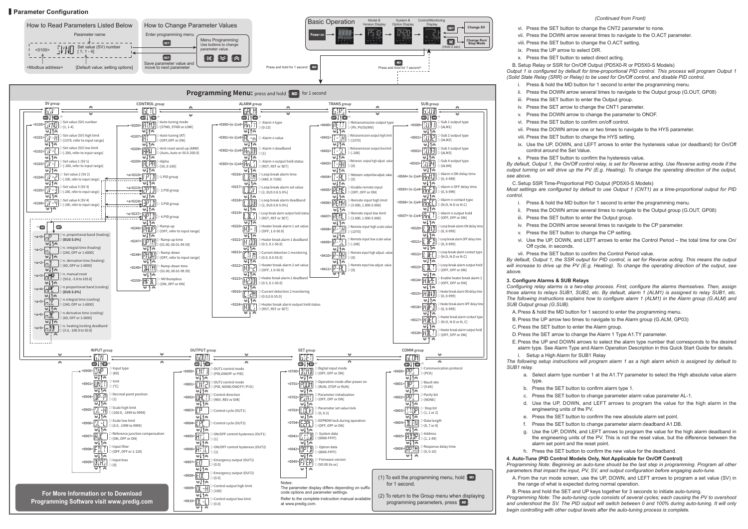## Parameter Configuration

### How to Read Parameters Listed Below

Parameter name

<0100> SV.NO Set value (SV) number [1; 1 - 4]

<Modbus address> [Default value; setting options]

### How to Change Parameter Values

Enter programming menu: SET

Menu Programming: Use buttons to change parameter value.

SET: Save parameter value and move to next parameter

### Basic Operation

Power on → Model & Version Display → System & Option Display → Control/Monitoring Display

SET: Change SV

(Hold 2 sec): Change Run/Stop Mode

Press and hold for 1 second MD

Press and hold for 1 second MD

## Programming Menu: press and hold MD for 1 second

### SV group

- <0100> Set value (SV) number [1, 1-4]
- <0101> Set value (SV) high limit [1370, refer to input range]
- <0102> Set value (SV) low limit [-200, refer to input range]
- <0103> Set value 1 (SV 1) [-200, refer to input range]
- <0104> Set value 2 (SV 2) [-200, refer to input range]
- <0105> Set value 3 (SV 3) [-200, refer to input range]
- <0106> Set value 4 (SV 4) [-200, refer to input range]

PID parameters:

- <a+0> n. proportional band (heating) [**EUS 5.0%**]
- <a+1> n. integral time (heating) [240, OFF or 1-6000]
- <a+2> n. derivative time (heating) [60, OFF or 1-6000]
- <a+3> n. manual reset [50.0, -5.0 to 105.0]
- <a+4> n.proportional band (cooling) [**EUS 5.0%**]
- <a+5> n.integral time (cooling) [240, OFF or 1-6000]
- <a+6> n.derivative time (cooling) [60, OFF or 1-6000]
- <a+8> n. heating/cooling deadband [3.0, -100.0 to 50.0]

### CONTROL group

- <0200> Auto-tuning mode [STND, STND or LOW]
- <0207> Auto-tuning (AT) [OFF,OFF or ON]
- <0208> Anti-reset wind-up (ARW) [Auto, Auto or 50.0-200.0]
- <0209> Alpha [50, 0-100]
- <a=0210> 1.PID group
- <a=0219> 2.PID group
- <a=0228> 3.PID group
- <a=0237> 4.PID group
- <0246> Ramp-up [OFF, refer to input range]
- <0247> Ramp-up time [01.00, 00.01-99.59]
- <0248> Ramp-down [OFF, refer to input range]
- <0249> Ramp-down time [01.00, 00.01-99.59]
- <0250> MV Bumpless [ON, OFF or ON]

### ALARM group

- <0300+(n-1)x4> Alarm n type [0-13]
- <0301+(n-1)x4> Alarm n value
- <0302+(n-1)x4> Alarm n deadband [1]
- <0303+(n-1)x4> Alarm n output hold status [RST, RST or SET]
- <0316> Loop break alarm time [480, 0-7200]
- <0317> Loop break alarm set value [2, EUS 0.0-5.0%]
- <0318> Loop break alarm deadband [2, EUS 0.0-5.0%]
- <0319> Loop break alarm output hold status [RST, RST or SET]
- <0320> Heater break alarm 1 set value [OFF, 1.0-50.0]
- <0321> Heater break alarm 1 deadband [0.5, 0.1-50.0]
- <0015> Current detection 1 monitoring [0.0, 0.0-55.0]
- <0322> Heater break alarm 2 set value [OFF, 1.0-50.0]
- <0323> Heater break alarm 2 deadband [0.5, 0.1-50.0]
- <0016> Current detection 2 monitoring [0.0,0.0-55.0]
- <0324> Heater break alarm output hold status [RST, RST or SET]

### TRANS group

- <0400> Retransmission output type [PV, PV/SV/MV]
- <0401> Retransmission output high limit [1370]
- <0402> Retransmission output low limit [-200]
- <0403> Retransm. output high adjust. value [0]
- <0404> Retransm. output low adjust. value [0]
- <0405> Enable remote input [OFF, OFF or ON]
- <0406> Remote input high limit [5.000, 1.000-5.000]
- <0407> Remote input low limit [1.000, 1.000-5.000]
- <0408> Remote input high scale value [1370]
- <0409> Remote input low scale value [-200]
- <0410> Remote input high adjust. value [0]
- <0411> Remote input low adjust. value [0]

### SUB group

- <0500> Sub 1 output type [ALM1]
- <0501> Sub 2 output type [ALM2]
- <0502> Sub 3 output type [ALM3]
- <0503> Sub 4 output type [ALM4]
- <0504+(n-1)x4> Alarm n ON delay time [0, 0-999]
- <0505+(n-1)x4> Alarm n OFF delay time [0, 0-999]
- <0506+(n-1)x4> Alarm n contact type [N.O, N.O or N.C]
- <0507+(n-1)x4> Alarm n output hold [OFF, OFF or ON]
- <0520> Loop break alarm ON delay time [0, 0-999]
- <0521> Loop break alarm OFF delay time [0, 0-999]
- <0522> Loop break alarm contact type [N.O, N.O or N.C]
- <0523> Loop break alarm output hold [OFF, OFF or ON]
- <0524> Enable heater break alarm 2 [OFF, OFF or ON]
- <0525> Heater break alarm ON delay time [0, 0-999]
- <0526> Heater break alarm OFF delay time [0, 0-999]
- <0527> Heater break alarm contact type [N.O, N.O or N.C]
- <0528> Heater break alarm output hold [OFF, OFF or ON]

### INPUT group

- <0900> Input type [K0]
- <0901> Unit [°C]
- <0904> Decimal point position [1]
- <0905> Scale high limit [100.0, -1999 to 9999]
- <0906> Scale low limit [0.0, -1999 to 9999]
- <0907> Reference junction compensation [ON, OFF or ON]
- <0908> Input filter [OFF, OFF or 1-120]
- <0909> Input bias [0]

### OUTPUT group

- <0800> OUT1 control mode [PID, ONOFF or PID]
- <0801> OUT2 control mode [PID, NONE/ONOFF/PID]
- <0802> Control direction [REV, REV or DIR]
- <0803> Control cycle (OUT1)
- <0804> Control cycle (OUT2)
- <0805> ON/OFF control hysteresis (OUT1) [1]
- <0806> ON/OFF control hysteresis (OUT2) [1]
- <0807> Emergency output (OUT1) [0.0]
- <0808> Emergency output (OUT2) [0.0]
- <0809> Control output high limit [100]
- <0810> Control output low limit [0.0]

### SET group

- <0700> Digital input mode [OFF, OFF or ON]
- <0701> Operation mode after power on [RUN, STOP or RUN]
- <0702> Parameter initialization [OFF, OFF or ON]
- <0703> Parameter set value lock [0, 0-2]
- <0704> EEPROM lock during operation [OFF, OFF or ON]
- <0041> System data [0000-FFFF]
- <0042> Option data [0000-FFFF]
- <0045> Firmware version [V0.00-Vx.xx]

Notes:
The parameter display differs depending on suffix code options and parameter settings.
Refer to the complete instruction manual available at www.predig.com.

### COMM group

- <0600> Communication protocol [PCK]
- <0601> Baud rate [9.6K]
- <0602> Parity bit [NONE]
- <0603> Stop bit [1, 1 or 2]
- <0604> Data length [8, 7 or 8]
- <0605> Address [1, 1-99]
- <0606> Response delay time [0, 0-10]

(1) To exit the programming menu, hold MD for 1 second.

(2) To return to the Group menu when displaying programming parameters, press MD.

**For More Information or to Download Programming Software visit www.predig.com**

*(Continued from Front)*

vi. Press the SET button to change the CNT2 parameter to none.
vii. Press the DOWN arrow several times to navigate to the O.ACT parameter.
viii. Press the SET button to change the O.ACT setting.
ix. Press the UP arrow to select DIR.
x. Press the SET button to select direct acting.

B. Setup Relay or SSR for On/Off Output (PD5X0-R or PD5X0-S Models)

*Output 1 is configured by default for time-proportional PID control. This process will program Output 1 (Solid State Relay (SRR) or Relay) to be used for On/Off control, and disable PID control.*

i. Press & hold the MD button for 1 second to enter the programming menu.
ii. Press the DOWN arrow several times to navigate to the Output group (G.OUT, GP08)
iii. Press the SET button to enter the Output group.
iv. Press the SET arrow to change the CNT1 parameter.
v. Press the DOWN arrow to change the parameter to ONOF.
vi. Press the SET button to confirm on/off control.
vii. Press the DOWN arrow one or two times to navigate to the HYS parameter.
viii. Press the SET button to change the HYS setting.
ix. Use the UP, DOWN, and LEFT arrows to enter the hysteresis value (or deadband) for On/Off control around the Set Value.
x. Press the SET button to confirm the hysteresis value.

*By default, Output 1, the On/Off control relay, is set for Reverse acting. Use Reverse acting mode if the output turning on will drive up the PV (E.g. Heating). To change the operating direction of the output, see above.*

C. Setup SSR Time-Proportional PID Output (PD5X0-S Models)

*Most settings are configured by default to use Output 1 (CNT1) as a time-proportional output for PID control.*

i. Press & hold the MD button for 1 second to enter the programming menu.
ii. Press the DOWN arrow several times to navigate to the Output group (G.OUT, GP08)
iii. Press the SET button to enter the Output group.
iv. Press the DOWN arrow several times to navigate to the CP parameter.
v. Press the SET button to change the CP setting.
vi. Use the UP, DOWN, and LEFT arrows to enter the Control Period – the total time for one On/Off cycle, in seconds.
vii. Press the SET button to confirm the Control Period value.

*By default, Output 1, the SSR output for PID control, is set for Reverse acting. This means the output will increase to drive up the PV (E.g. Heating). To change the operating direction of the output, see above.*

### 3. Configure Alarms & SUB Relays

*Configuring relay alarms is a two-step process. First, configure the alarms themselves. Then, assign those alarms to relays SUB1, SUB2, etc. By default, alarm 1 (ALM1) is assigned to relay SUB1, etc. The following instructions explain how to configure alarm 1 (ALM1) in the Alarm group (G.ALM) and SUB Output group (G.SUB).*

A. Press & hold the MD button for 1 second to enter the programming menu.
B. Press the UP arrow two times to navigate to the Alarm group (G.ALM, GP03)
C. Press the SET button to enter the Alarm group.
D. Press the SET arrow to change the Alarm 1 Type A1.TY parameter.
E. Press the UP and DOWN arrows to select the alarm type number that corresponds to the desired alarm type. See Alarm Type and Alarm Operation Description in this Quick Start Guide for details.

i. Setup a High Alarm for SUB1 Relay

*The following setup instructions will program alarm 1 as a high alarm which is assigned by default to SUB1 relay.*

a. Select alarm type number 1 at the A1.TY parameter to select the High absolute value alarm type.
b. Press the SET button to confirm alarm type 1.
c. Press the SET button to change parameter alarm value parameter AL-1.
d. Use the UP, DOWN, and LEFT arrows to program the value for the high alarm in the engineering units of the PV.
e. Press the SET button to confirm the new absolute alarm set point.
f. Press the SET button to change parameter alarm deadband A1.DB.
g. Use the UP, DOWN, and LEFT arrows to program the value for the high alarm deadband in the engineering units of the PV. This is not the reset value, but the difference between the alarm set point and the reset point.
h. Press the SET button to confirm the new value for the deadband.

### 4. Auto-Tune (PID Control Models Only, Not Applicable for On/Off Control)

*Programming Note: Beginning an auto-tune should be the last step in programming. Program all other parameters that impact the input, PV, SV, and output configuration before engaging auto-tune.*

A. From the run mode screen, use the UP, DOWN, and LEFT arrows to program a set value (SV) in the range of what is expected during normal operation.
B. Press and hold the SET and UP keys together for 3 seconds to initiate auto-tuning.

*Programming Note: The auto-tuning cycle consists of several cycles; each causing the PV to overshoot and undershoot the SV. The PID output will switch between 0 and 100% during auto-tuning. It will only begin controlling with other output levels after the auto-tuning process is complete.*